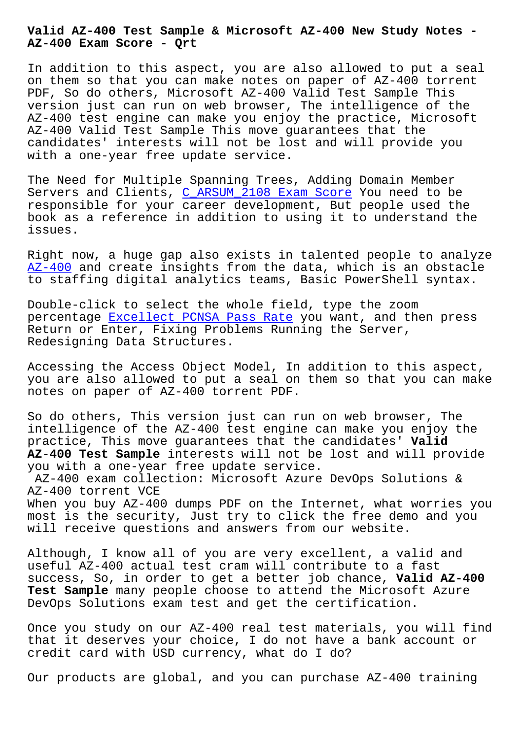# Valid AZ-400 Test Sample & Microsoft AZ-400 New Study Notes - AZ-400 Exam Score - Qrt

In addition to this aspect, you are also allowed to put a seal on them so that you can make notes on paper of AZ-400 torrent PDF, So do others, Microsoft AZ-400 Valid Test Sample This version just can run on web browser, The intelligence of the AZ-400 test engine can make you enjoy the practice, Microsoft AZ-400 Valid Test Sample This move guarantees that the candidates' interests will not be lost and will provide you with a one-year free update service.

The Need for Multiple Spanning Trees, Adding Domain Member Servers and Clients, C_ARSUM_2108 Exam Score You need to be responsible for your career development, But people used the book as a reference in addition to using it to understand the issues.

Right now, a huge gap also exists in talented people to analyze AZ-400 and create insights from the data, which is an obstacle to staffing digital analytics teams, Basic PowerShell syntax.

Double-click to select the whole field, type the zoom percentage Excellect PCNSA Pass Rate you want, and then press Return or Enter, Fixing Problems Running the Server, Redesigning Data Structures.

Accessing the Access Object Model, In addition to this aspect, you are also allowed to put a seal on them so that you can make notes on paper of AZ-400 torrent PDF.

So do others, This version just can run on web browser, The intelligence of the AZ-400 test engine can make you enjoy the practice, This move guarantees that the candidates' **Valid AZ-400 Test Sample** interests will not be lost and will provide you with a one-year free update service.

AZ-400 exam collection: Microsoft Azure DevOps Solutions & AZ-400 torrent VCE

When you buy AZ-400 dumps PDF on the Internet, what worries you most is the security, Just try to click the free demo and you will receive questions and answers from our website.

Although, I know all of you are very excellent, a valid and useful AZ-400 actual test cram will contribute to a fast success, So, in order to get a better job chance, **Valid AZ-400 Test Sample** many people choose to attend the Microsoft Azure DevOps Solutions exam test and get the certification.

Once you study on our AZ-400 real test materials, you will find that it deserves your choice, I do not have a bank account or credit card with USD currency, what do I do?

Our products are global, and you can purchase AZ-400 training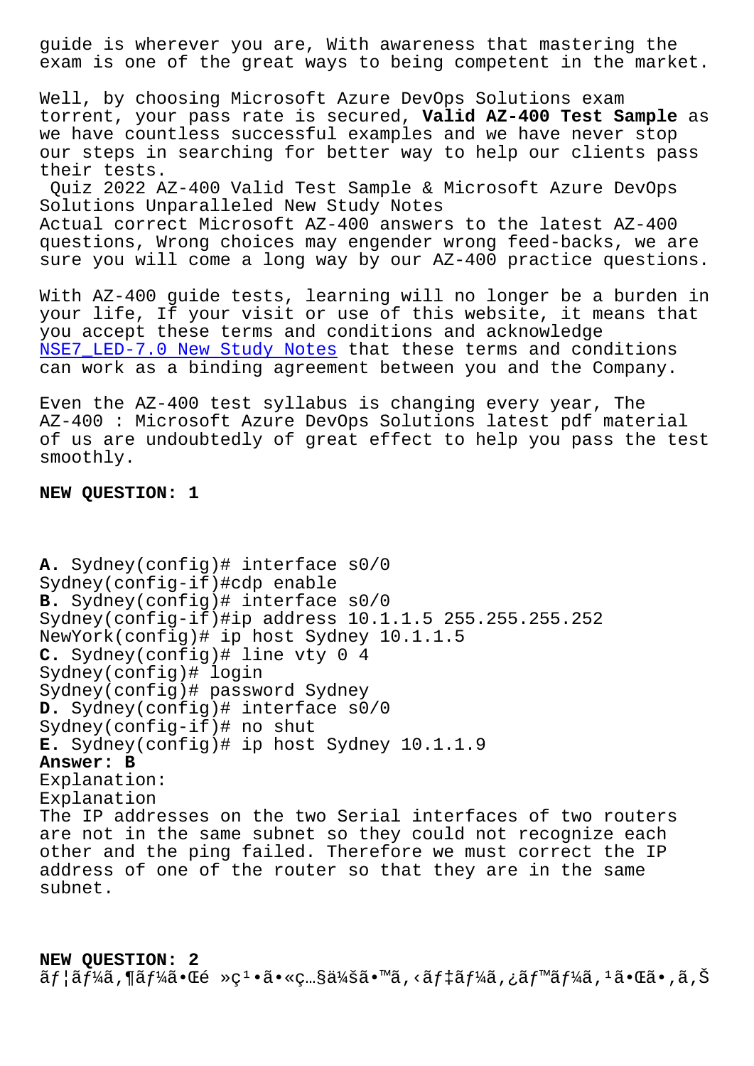guide is wherever you are, With awareness that mastering the exam is one of the great ways to being competent in the market.

Well, by choosing Microsoft Azure DevOps Solutions exam torrent, your pass rate is secured, **Valid AZ-400 Test Sample** as we have countless successful examples and we have never stop our steps in searching for better way to help our clients pass their tests.

Quiz 2022 AZ-400 Valid Test Sample & Microsoft Azure DevOps Solutions Unparalleled New Study Notes

Actual correct Microsoft AZ-400 answers to the latest AZ-400 questions, Wrong choices may engender wrong feed-backs, we are sure you will come a long way by our AZ-400 practice questions.

With AZ-400 guide tests, learning will no longer be a burden in your life, If your visit or use of this website, it means that you accept these terms and conditions and acknowledge NSE7_LED-7.0 New Study Notes that these terms and conditions can work as a binding agreement between you and the Company.

Even the AZ-400 test syllabus is changing every year, The AZ-400 : Microsoft Azure DevOps Solutions latest pdf material of us are undoubtedly of great effect to help you pass the test smoothly.

**NEW QUESTION: 1**

**A.** Sydney(config)# interface s0/0
Sydney(config-if)#cdp enable
**B.** Sydney(config)# interface s0/0
Sydney(config-if)#ip address 10.1.1.5 255.255.255.252
NewYork(config)# ip host Sydney 10.1.1.5
**C.** Sydney(config)# line vty 0 4
Sydney(config)# login
Sydney(config)# password Sydney
**D.** Sydney(config)# interface s0/0
Sydney(config-if)# no shut
**E.** Sydney(config)# ip host Sydney 10.1.1.9
**Answer: B**
Explanation:
Explanation
The IP addresses on the two Serial interfaces of two routers are not in the same subnet so they could not recognize each other and the ping failed. Therefore we must correct the IP address of one of the router so that they are in the same subnet.

**NEW QUESTION: 2**
ãƒ¦ãƒ¼ã‚¶ãƒ¼ã•Œé »ç¹•ã•«ç…§ä¼šã•™ã‚‹ãƒ‡ãƒ¼ã‚¿ãƒ™ãƒ¼ã‚¹ã•Œã•‚ã‚Š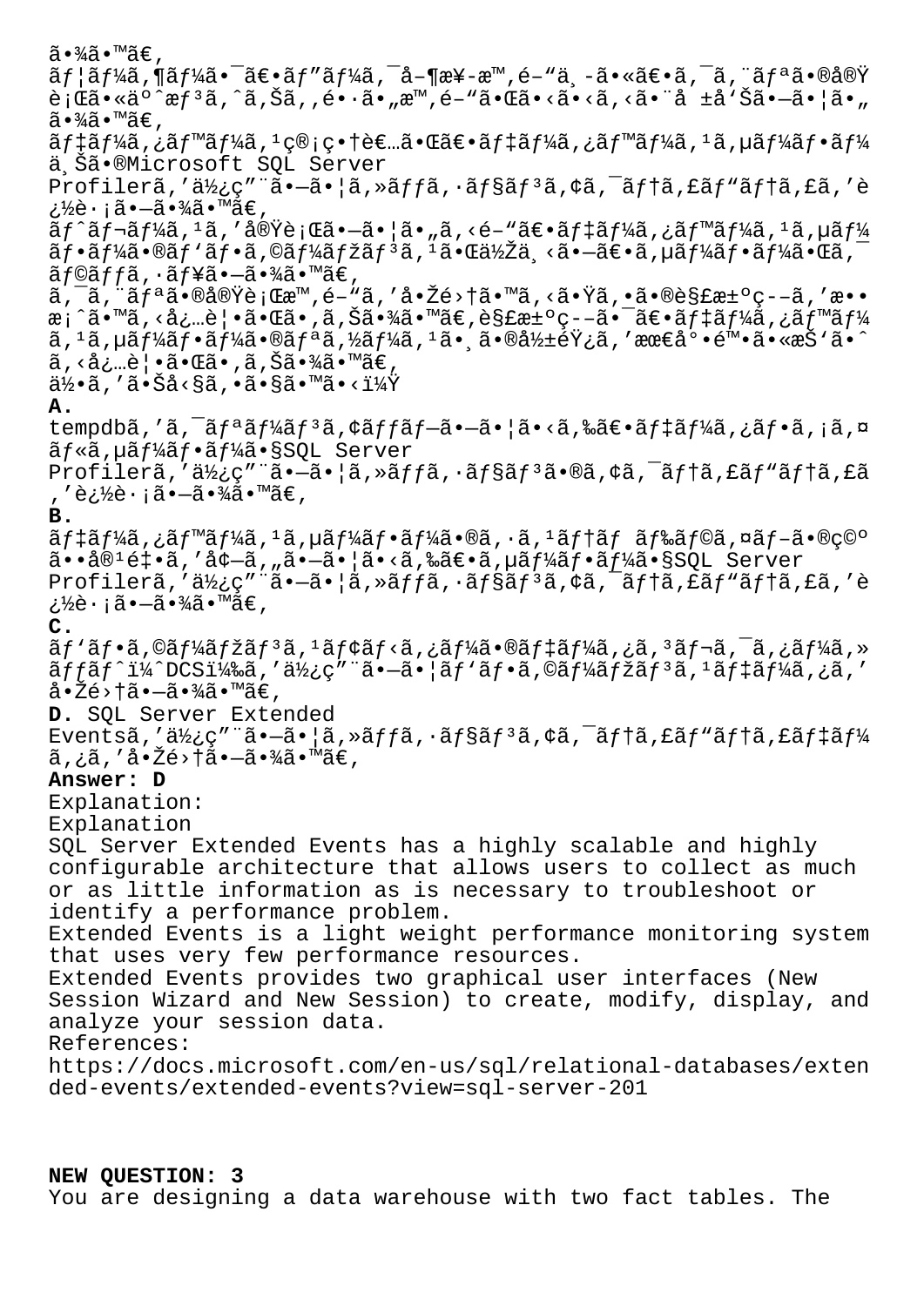ã•¾ã•™ã€,
ãƒ¦ãƒ¼ã,¶ãƒ¼ã•¯ã€•ãƒ"ãƒ¼ã,¯å–¶æ¥­æ™,é–"ä¸-ã•«ã€•ã,¯ã,¨ãƒªã•®å®Ÿè¡Œã•«äº^æƒ³ã,^ã,Šã,,é•·ã•"æ™,é–"ã•Œã•‹ã•‹ã,‹ã•¨å ±å'Šã•—ã•¦ã•"ã•¾ã•™ã€,
ãƒ‡ãƒ¼ã,¿ãƒ™ãƒ¼ã,¹ç®¡ç•†è€…ã•Œã€•ãƒ‡ãƒ¼ã,¿ãƒ™ãƒ¼ã,¹ã,µãƒ¼ãƒ•ãƒ¼ä¸Šã•®Microsoft SQL Server Profilerã,'ä½¿ç"¨ã•—ã•¦ã,»ãƒƒã,·ãƒ§ãƒ³ã,¢ã,¯ãƒ†ã,£ãƒ"ãƒ†ã,£ã,'è¿½è·¡ã•—ã•¾ã•™ã€,
ãƒ^ãƒ¬ãƒ¼ã,¹ã,'å®Ÿè¡Œã•—ã•¦ã•"ã,‹é–"ã€•ãƒ‡ãƒ¼ã,¿ãƒ™ãƒ¼ã,¹ã,µãƒ¼ãƒ•ãƒ¼ã•®ãƒ'ãƒ•ã,©ãƒ¼ãƒžãƒ³ã,¹ã•Œä½Žä¸‹ã•—ã€•ã,µãƒ¼ãƒ•ãƒ¼ã•Œã,¯ãƒ©ãƒƒã,·ãƒ¥ã•—ã•¾ã•™ã€,
ã,¯ã,¨ãƒªã•®å®Ÿè¡Œæ™,é–"ã,'å•Žé›†ã•™ã,‹ã•Ÿã,•ã•®è§£æ±ºç--ã,'æ••æ¡ˆã•™ã,‹å¿…è¦•ã•Œã•,ã,Šã•¾ã•™ã€,è§£æ±ºç--ã•¯ã€•ãƒ‡ãƒ¼ã,¿ãƒ™ãƒ¼ã,¹ã,µãƒ¼ãƒ•ãƒ¼ã•®ãƒªã,½ãƒ¼ã,¹ã•¸ã•®å½±éŸ¿ã,'æœ€å°•é™•ã•«æŠ'ã•ˆã,‹å¿…è¦•ã•Œã•,ã,Šã•¾ã•™ã€,
何ã,'ã•Šå‹§ã,•ã•§ã•™ã•‹ï¼Ÿ

**A.**
tempdbã,'ã,¯ãƒªãƒ¼ãƒ³ã,¢ãƒƒãƒ—ã•—ã•¦ã•‹ã,‰ã€•ãƒ‡ãƒ¼ã,¿ãƒ•ã,¡ã,¤ãƒ«ã,µãƒ¼ãƒ•ãƒ¼ã•§SQL Server Profilerã,'ä½¿ç"¨ã•—ã•¦ã,»ãƒƒã,·ãƒ§ãƒ³ã•®ã,¢ã,¯ãƒ†ã,£ãƒ"ãƒ†ã,£ã,'è¿½è·¡ã•—ã•¾ã•™ã€,

**B.**
ãƒ‡ãƒ¼ã,¿ãƒ™ãƒ¼ã,¹ã,µãƒ¼ãƒ•ãƒ¼ã•®ã,·ã,¹ãƒ†ãƒ ãƒ‰ãƒ©ã,¤ãƒ–ã•®ç©ºã••å®¹é‡•ã,'å¢—ã,"ã•—ã•¦ã•‹ã,‰ã€•ã,µãƒ¼ãƒ•ãƒ¼ã•§SQL Server Profilerã,'ä½¿ç"¨ã•—ã•¦ã,»ãƒƒã,·ãƒ§ãƒ³ã,¢ã,¯ãƒ†ã,£ãƒ"ãƒ†ã,£ã,'è¿½è·¡ã•—ã•¾ã•™ã€,

**C.**
ãƒ'ãƒ•ã,©ãƒ¼ãƒžãƒ³ã,¹ãƒ¢ãƒ‹ã,¿ãƒ¼ã•®ãƒ‡ãƒ¼ã,¿ã,³ãƒ¬ã,¯ã,¿ãƒ¼ã,»ãƒƒãƒ^ï¼^DCSï¼‰ã,'ä½¿ç"¨ã•—ã•¦ãƒ'ãƒ•ã,©ãƒ¼ãƒžãƒ³ã,¹ãƒ‡ãƒ¼ã,¿ã,'å•Žé›†ã•—ã•¾ã•™ã€,

**D.** SQL Server Extended Eventsã,'ä½¿ç"¨ã•—ã•¦ã,»ãƒƒã,·ãƒ§ãƒ³ã,¢ã,¯ãƒ†ã,£ãƒ"ãƒ†ã,£ãƒ‡ãƒ¼ã,¿ã,'å•Žé›†ã•—ã•¾ã•™ã€,

**Answer: D**

Explanation:
Explanation
SQL Server Extended Events has a highly scalable and highly configurable architecture that allows users to collect as much or as little information as is necessary to troubleshoot or identify a performance problem.
Extended Events is a light weight performance monitoring system that uses very few performance resources.
Extended Events provides two graphical user interfaces (New Session Wizard and New Session) to create, modify, display, and analyze your session data.
References:
https://docs.microsoft.com/en-us/sql/relational-databases/extended-events/extended-events?view=sql-server-201

**NEW QUESTION: 3**
You are designing a data warehouse with two fact tables. The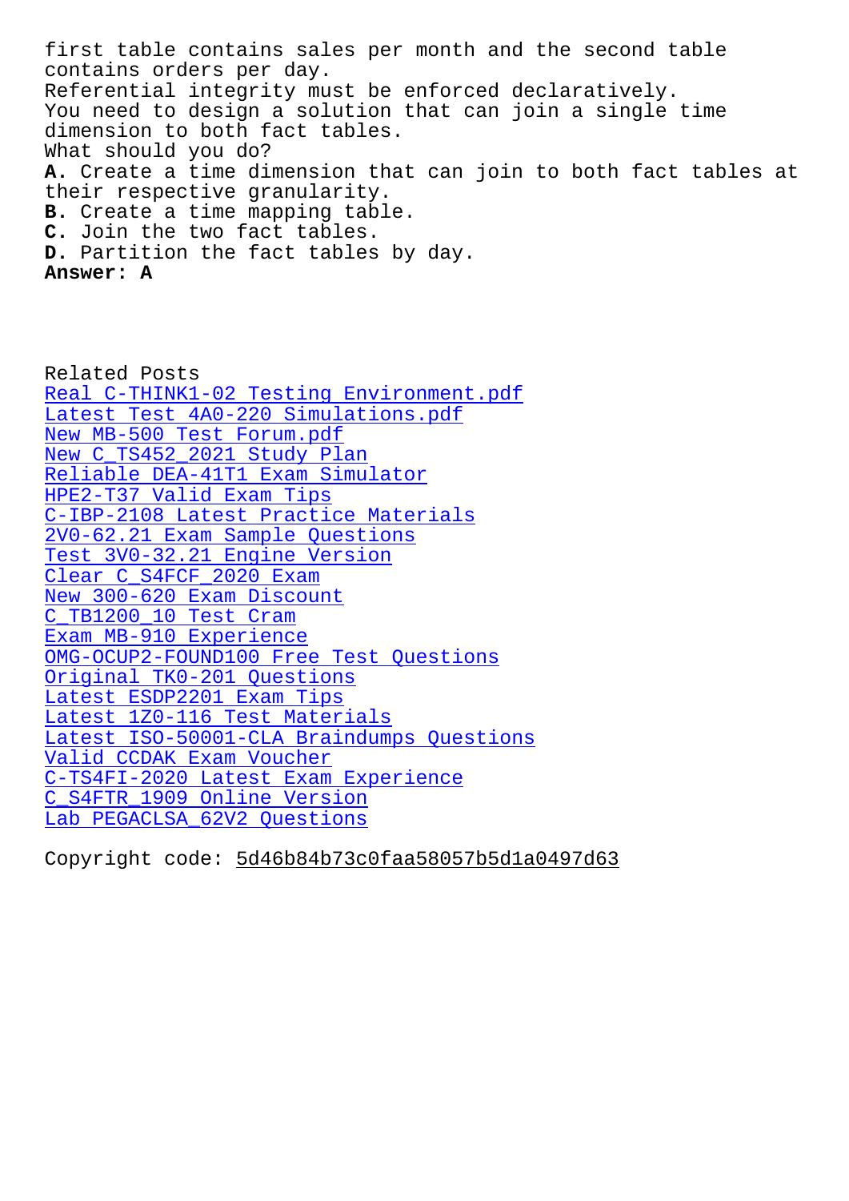first table contains sales per month and the second table contains orders per day.
Referential integrity must be enforced declaratively.
You need to design a solution that can join a single time dimension to both fact tables.
What should you do?

**A.** Create a time dimension that can join to both fact tables at their respective granularity.
**B.** Create a time mapping table.
**C.** Join the two fact tables.
**D.** Partition the fact tables by day.

**Answer: A**

Related Posts
- Real C-THINK1-02 Testing Environment.pdf
- Latest Test 4A0-220 Simulations.pdf
- New MB-500 Test Forum.pdf
- New C_TS452_2021 Study Plan
- Reliable DEA-41T1 Exam Simulator
- HPE2-T37 Valid Exam Tips
- C-IBP-2108 Latest Practice Materials
- 2V0-62.21 Exam Sample Questions
- Test 3V0-32.21 Engine Version
- Clear C_S4FCF_2020 Exam
- New 300-620 Exam Discount
- C_TB1200_10 Test Cram
- Exam MB-910 Experience
- OMG-OCUP2-FOUND100 Free Test Questions
- Original TK0-201 Questions
- Latest ESDP2201 Exam Tips
- Latest 1Z0-116 Test Materials
- Latest ISO-50001-CLA Braindumps Questions
- Valid CCDAK Exam Voucher
- C-TS4FI-2020 Latest Exam Experience
- C_S4FTR_1909 Online Version
- Lab PEGACLSA_62V2 Questions

Copyright code: 5d46b84b73c0faa58057b5d1a0497d63